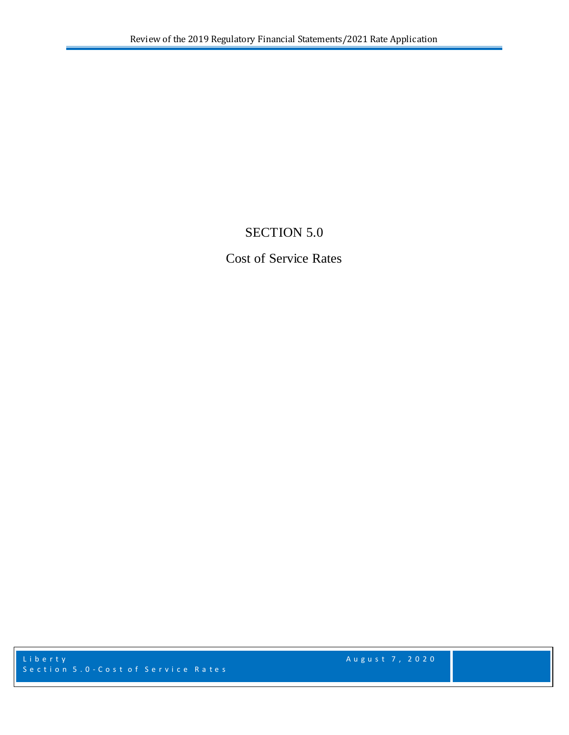# SECTION 5.0

## Cost of Service Rates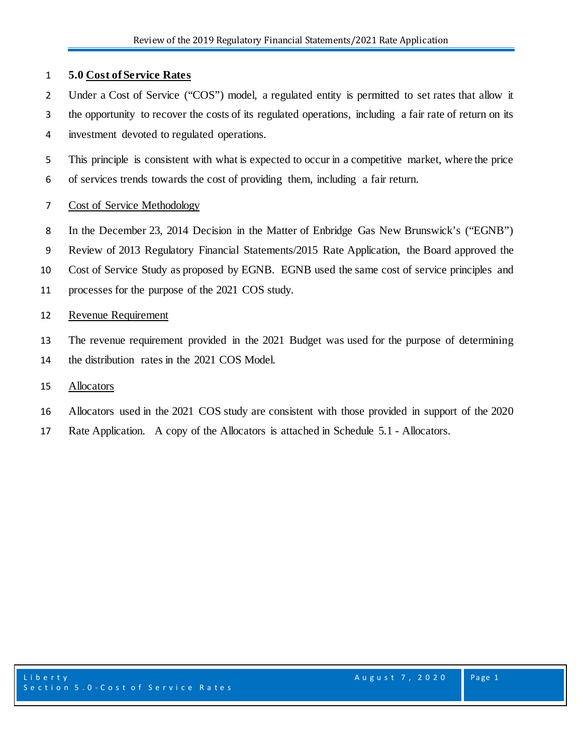## 5.0 Cost of Service Rates

Under a Cost of Service ("COS") model, a regulated entity is permitted to set rates that allow it the opportunity to recover the costs of its regulated operations, including a fair rate of return on its investment devoted to regulated operations.

This principle is consistent with what is expected to occur in a competitive market, where the price of services trends towards the cost of providing them, including a fair return.

### Cost of Service Methodology

In the December 23, 2014 Decision in the Matter of Enbridge Gas New Brunswick's ("EGNB") Review of 2013 Regulatory Financial Statements/2015 Rate Application, the Board approved the Cost of Service Study as proposed by EGNB. EGNB used the same cost of service principles and processes for the purpose of the 2021 COS study.

### Revenue Requirement

The revenue requirement provided in the 2021 Budget was used for the purpose of determining the distribution rates in the 2021 COS Model.

### Allocators

Allocators used in the 2021 COS study are consistent with those provided in support of the 2020 Rate Application. A copy of the Allocators is attached in Schedule 5.1 - Allocators.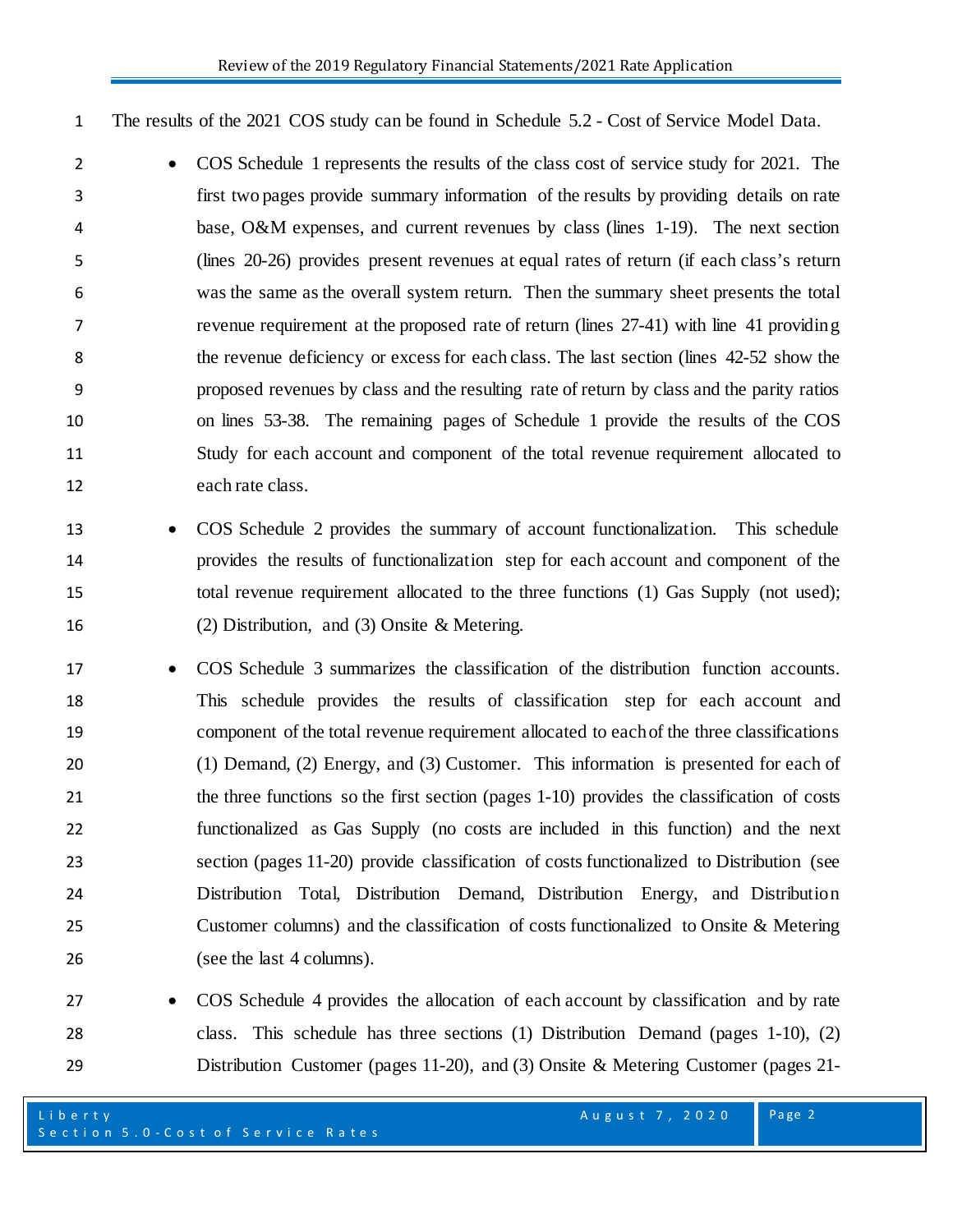The results of the 2021 COS study can be found in Schedule 5.2 - Cost of Service Model Data.

- COS Schedule 1 represents the results of the class cost of service study for 2021. The first two pages provide summary information of the results by providing details on rate base, O&M expenses, and current revenues by class (lines 1-19). The next section (lines 20-26) provides present revenues at equal rates of return (if each class's return was the same as the overall system return. Then the summary sheet presents the total revenue requirement at the proposed rate of return (lines 27-41) with line 41 providing the revenue deficiency or excess for each class. The last section (lines 42-52 show the proposed revenues by class and the resulting rate of return by class and the parity ratios on lines 53-38. The remaining pages of Schedule 1 provide the results of the COS Study for each account and component of the total revenue requirement allocated to each rate class.
- COS Schedule 2 provides the summary of account functionalization. This schedule provides the results of functionalization step for each account and component of the total revenue requirement allocated to the three functions (1) Gas Supply (not used); (2) Distribution, and (3) Onsite & Metering.
- COS Schedule 3 summarizes the classification of the distribution function accounts. This schedule provides the results of classification step for each account and component of the total revenue requirement allocated to each of the three classifications (1) Demand, (2) Energy, and (3) Customer. This information is presented for each of the three functions so the first section (pages 1-10) provides the classification of costs functionalized as Gas Supply (no costs are included in this function) and the next section (pages 11-20) provide classification of costs functionalized to Distribution (see Distribution Total, Distribution Demand, Distribution Energy, and Distribution Customer columns) and the classification of costs functionalized to Onsite & Metering (see the last 4 columns).
- COS Schedule 4 provides the allocation of each account by classification and by rate class. This schedule has three sections (1) Distribution Demand (pages 1-10), (2) Distribution Customer (pages 11-20), and (3) Onsite & Metering Customer (pages 21-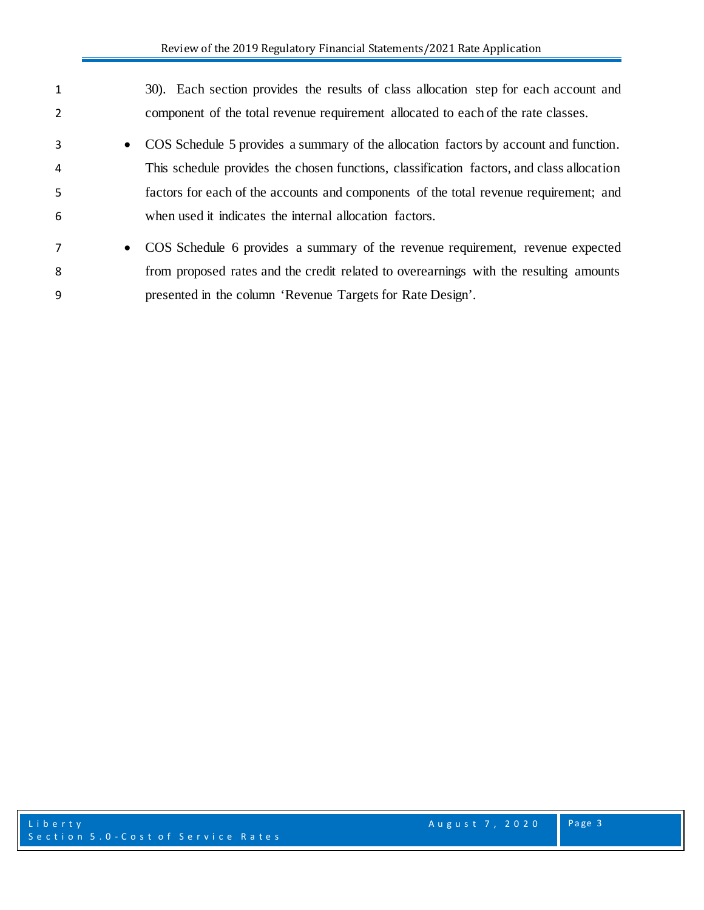30). Each section provides the results of class allocation step for each account and component of the total revenue requirement allocated to each of the rate classes.

- COS Schedule 5 provides a summary of the allocation factors by account and function. This schedule provides the chosen functions, classification factors, and class allocation factors for each of the accounts and components of the total revenue requirement; and when used it indicates the internal allocation factors.

- COS Schedule 6 provides a summary of the revenue requirement, revenue expected from proposed rates and the credit related to overearnings with the resulting amounts presented in the column 'Revenue Targets for Rate Design'.